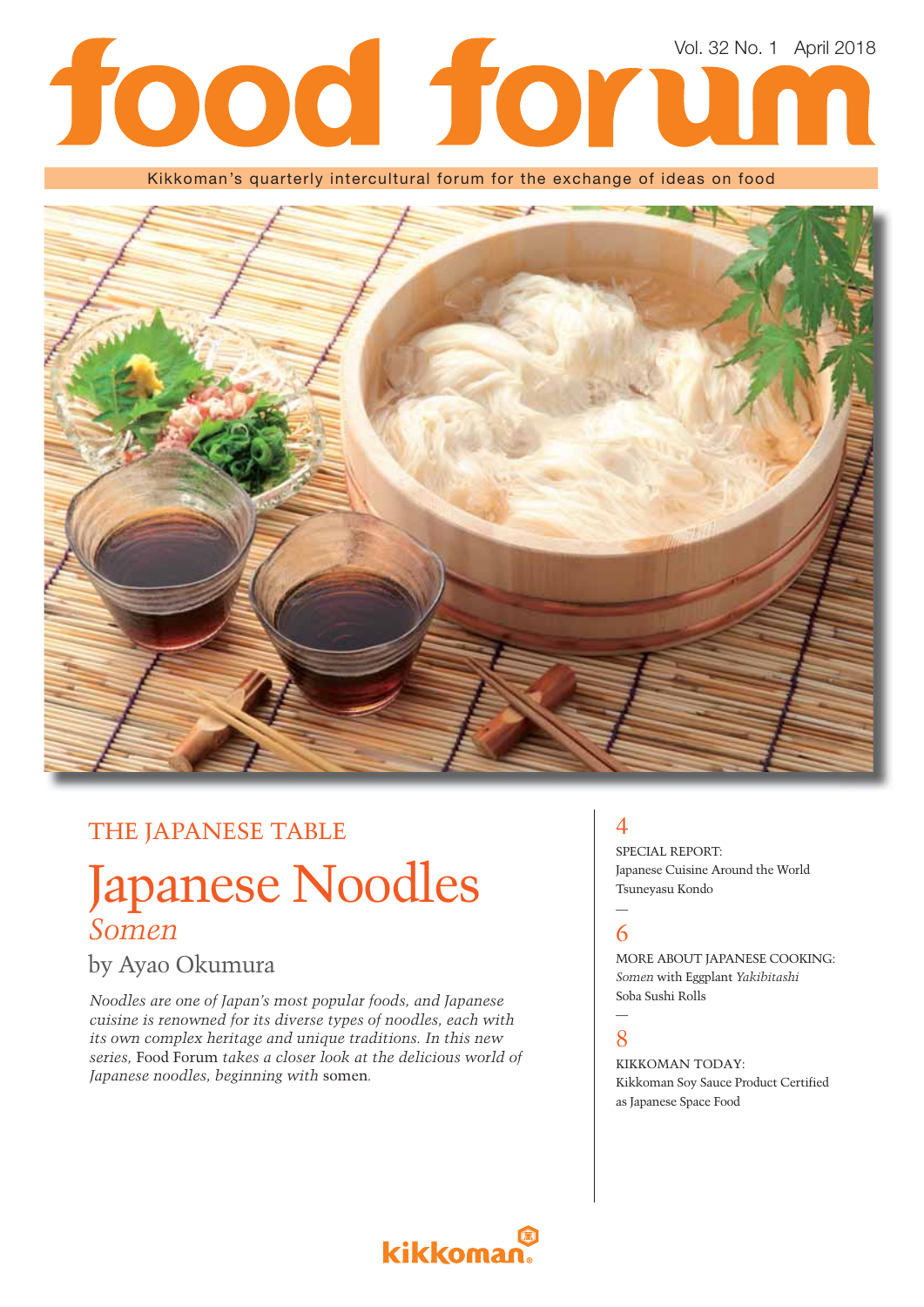# food forum

Vol. 32 No. 1 April 2018

Kikkoman's quarterly intercultural forum for the exchange of ideas on food

THE JAPANESE TABLE

## Japanese Noodles
### *Somen*

by Ayao Okumura

*Noodles are one of Japan's most popular foods, and Japanese cuisine is renowned for its diverse types of noodles, each with its own complex heritage and unique traditions. In this new series,* Food Forum *takes a closer look at the delicious world of Japanese noodles, beginning with* somen.

4

SPECIAL REPORT:
Japanese Cuisine Around the World
Tsuneyasu Kondo

—

6

MORE ABOUT JAPANESE COOKING:
*Somen* with Eggplant *Yakibitashi*
Soba Sushi Rolls

—

8

KIKKOMAN TODAY:
Kikkoman Soy Sauce Product Certified as Japanese Space Food

kikkoman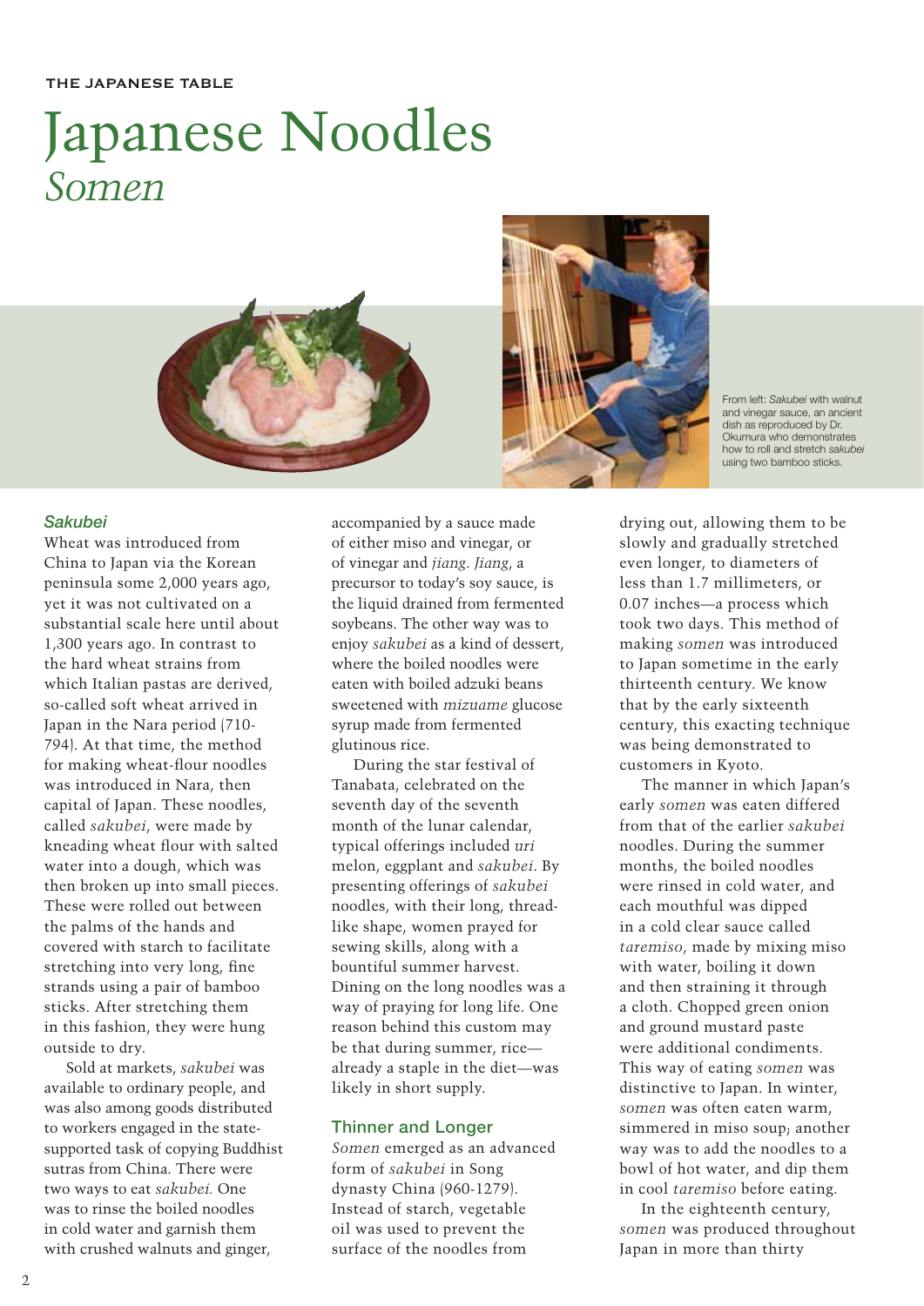THE JAPANESE TABLE

# Japanese Noodles
## *Somen*

From left: *Sakubei* with walnut and vinegar sauce, an ancient dish as reproduced by Dr. Okumura who demonstrates how to roll and stretch *sakubei* using two bamboo sticks.

### *Sakubei*

Wheat was introduced from China to Japan via the Korean peninsula some 2,000 years ago, yet it was not cultivated on a substantial scale here until about 1,300 years ago. In contrast to the hard wheat strains from which Italian pastas are derived, so-called soft wheat arrived in Japan in the Nara period (710-794). At that time, the method for making wheat-flour noodles was introduced in Nara, then capital of Japan. These noodles, called *sakubei*, were made by kneading wheat flour with salted water into a dough, which was then broken up into small pieces. These were rolled out between the palms of the hands and covered with starch to facilitate stretching into very long, fine strands using a pair of bamboo sticks. After stretching them in this fashion, they were hung outside to dry.

Sold at markets, *sakubei* was available to ordinary people, and was also among goods distributed to workers engaged in the state-supported task of copying Buddhist sutras from China. There were two ways to eat *sakubei.* One was to rinse the boiled noodles in cold water and garnish them with crushed walnuts and ginger, accompanied by a sauce made of either miso and vinegar, or of vinegar and *jiang*. *Jiang*, a precursor to today's soy sauce, is the liquid drained from fermented soybeans. The other way was to enjoy *sakubei* as a kind of dessert, where the boiled noodles were eaten with boiled adzuki beans sweetened with *mizuame* glucose syrup made from fermented glutinous rice.

During the star festival of Tanabata, celebrated on the seventh day of the seventh month of the lunar calendar, typical offerings included *uri* melon, eggplant and *sakubei*. By presenting offerings of *sakubei* noodles, with their long, thread-like shape, women prayed for sewing skills, along with a bountiful summer harvest. Dining on the long noodles was a way of praying for long life. One reason behind this custom may be that during summer, rice—already a staple in the diet—was likely in short supply.

### Thinner and Longer

*Somen* emerged as an advanced form of *sakubei* in Song dynasty China (960-1279). Instead of starch, vegetable oil was used to prevent the surface of the noodles from drying out, allowing them to be slowly and gradually stretched even longer, to diameters of less than 1.7 millimeters, or 0.07 inches—a process which took two days. This method of making *somen* was introduced to Japan sometime in the early thirteenth century. We know that by the early sixteenth century, this exacting technique was being demonstrated to customers in Kyoto.

The manner in which Japan's early *somen* was eaten differed from that of the earlier *sakubei* noodles. During the summer months, the boiled noodles were rinsed in cold water, and each mouthful was dipped in a cold clear sauce called *taremiso*, made by mixing miso with water, boiling it down and then straining it through a cloth. Chopped green onion and ground mustard paste were additional condiments. This way of eating *somen* was distinctive to Japan. In winter, *somen* was often eaten warm, simmered in miso soup; another way was to add the noodles to a bowl of hot water, and dip them in cool *taremiso* before eating.

In the eighteenth century, *somen* was produced throughout Japan in more than thirty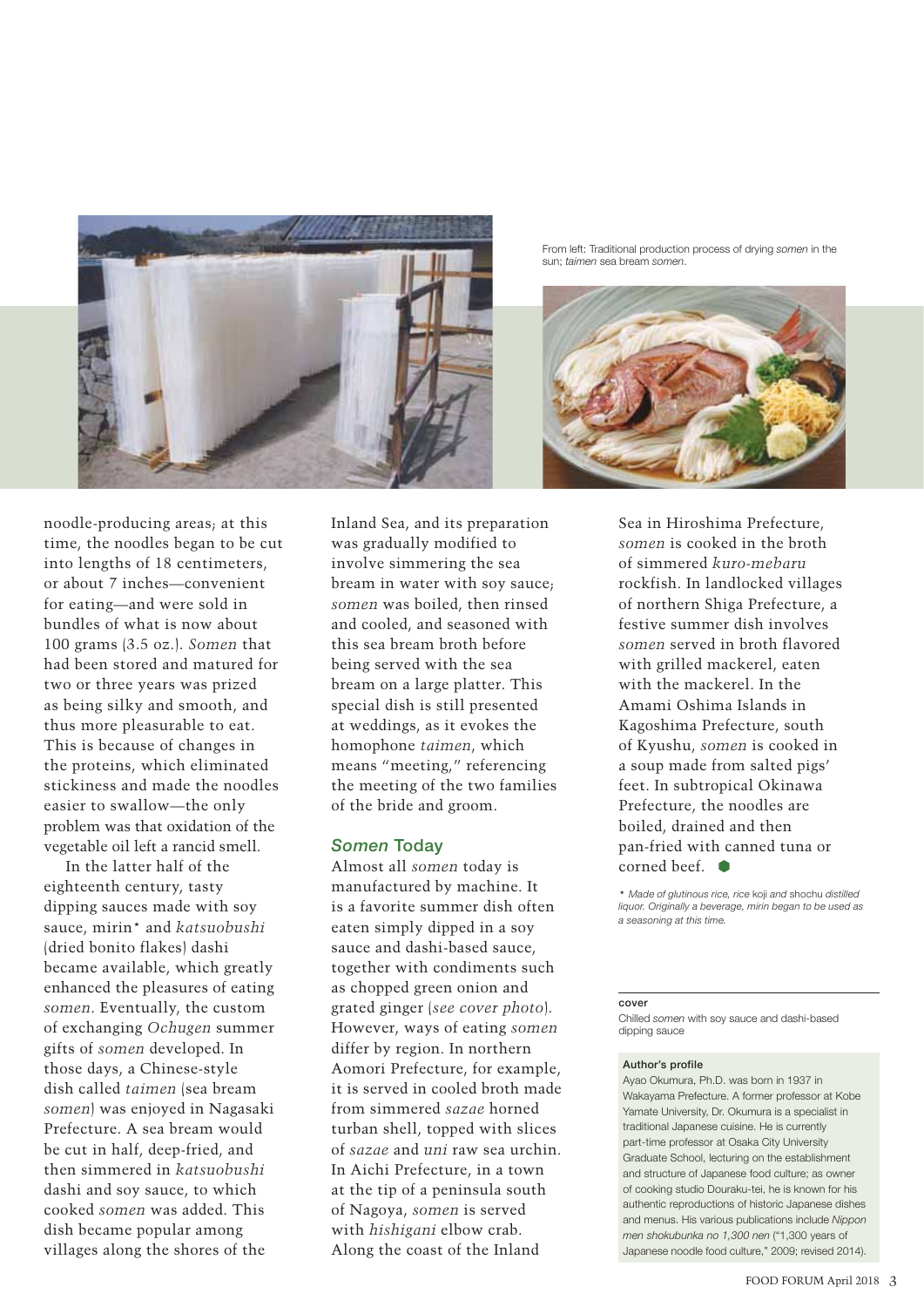From left: Traditional production process of drying *somen* in the sun; *taimen* sea bream *somen*.

noodle-producing areas; at this time, the noodles began to be cut into lengths of 18 centimeters, or about 7 inches—convenient for eating—and were sold in bundles of what is now about 100 grams (3.5 oz.). *Somen* that had been stored and matured for two or three years was prized as being silky and smooth, and thus more pleasurable to eat. This is because of changes in the proteins, which eliminated stickiness and made the noodles easier to swallow—the only problem was that oxidation of the vegetable oil left a rancid smell.

In the latter half of the eighteenth century, tasty dipping sauces made with soy sauce, mirin* and *katsuobushi* (dried bonito flakes) dashi became available, which greatly enhanced the pleasures of eating *somen*. Eventually, the custom of exchanging *Ochugen* summer gifts of *somen* developed. In those days, a Chinese-style dish called *taimen* (sea bream *somen*) was enjoyed in Nagasaki Prefecture. A sea bream would be cut in half, deep-fried, and then simmered in *katsuobushi* dashi and soy sauce, to which cooked *somen* was added. This dish became popular among villages along the shores of the Inland Sea, and its preparation was gradually modified to involve simmering the sea bream in water with soy sauce; *somen* was boiled, then rinsed and cooled, and seasoned with this sea bream broth before being served with the sea bream on a large platter. This special dish is still presented at weddings, as it evokes the homophone *taimen*, which means "meeting," referencing the meeting of the two families of the bride and groom.

## *Somen* Today

Almost all *somen* today is manufactured by machine. It is a favorite summer dish often eaten simply dipped in a soy sauce and dashi-based sauce, together with condiments such as chopped green onion and grated ginger (*see cover photo*). However, ways of eating *somen* differ by region. In northern Aomori Prefecture, for example, it is served in cooled broth made from simmered *sazae* horned turban shell, topped with slices of *sazae* and *uni* raw sea urchin. In Aichi Prefecture, in a town at the tip of a peninsula south of Nagoya, *somen* is served with *hishigani* elbow crab. Along the coast of the Inland Sea in Hiroshima Prefecture, *somen* is cooked in the broth of simmered *kuro-mebaru* rockfish. In landlocked villages of northern Shiga Prefecture, a festive summer dish involves *somen* served in broth flavored with grilled mackerel, eaten with the mackerel. In the Amami Oshima Islands in Kagoshima Prefecture, south of Kyushu, *somen* is cooked in a soup made from salted pigs' feet. In subtropical Okinawa Prefecture, the noodles are boiled, drained and then pan-fried with canned tuna or corned beef.

\* *Made of glutinous rice, rice* koji *and* shochu *distilled liquor. Originally a beverage, mirin began to be used as a seasoning at this time.*

**cover**

Chilled *somen* with soy sauce and dashi-based dipping sauce

**Author's profile**

Ayao Okumura, Ph.D. was born in 1937 in Wakayama Prefecture. A former professor at Kobe Yamate University, Dr. Okumura is a specialist in traditional Japanese cuisine. He is currently part-time professor at Osaka City University Graduate School, lecturing on the establishment and structure of Japanese food culture; as owner of cooking studio Douraku-tei, he is known for his authentic reproductions of historic Japanese dishes and menus. His various publications include *Nippon men shokubunka no 1,300 nen* ("1,300 years of Japanese noodle food culture," 2009; revised 2014).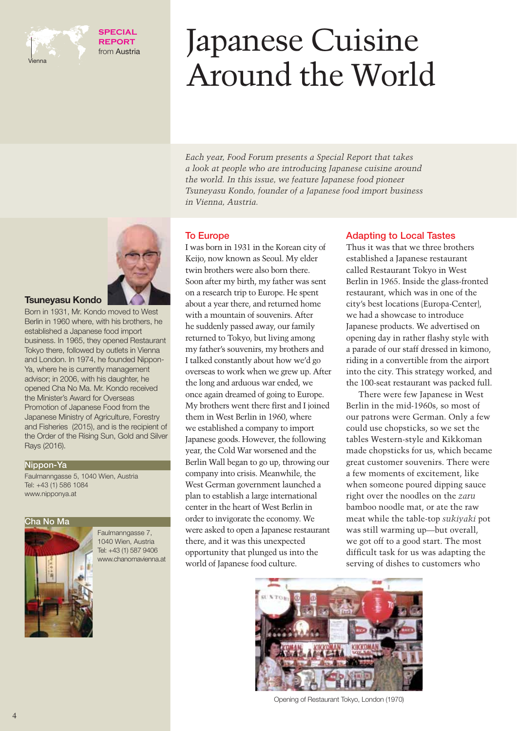**SPECIAL REPORT** from Austria

Vienna

# Japanese Cuisine Around the World

*Each year, Food Forum presents a Special Report that takes a look at people who are introducing Japanese cuisine around the world. In this issue, we feature Japanese food pioneer Tsuneyasu Kondo, founder of a Japanese food import business in Vienna, Austria.*

**Tsuneyasu Kondo**

Born in 1931, Mr. Kondo moved to West Berlin in 1960 where, with his brothers, he established a Japanese food import business. In 1965, they opened Restaurant Tokyo there, followed by outlets in Vienna and London. In 1974, he founded Nippon-Ya, where he is currently management advisor; in 2006, with his daughter, he opened Cha No Ma. Mr. Kondo received the Minister's Award for Overseas Promotion of Japanese Food from the Japanese Ministry of Agriculture, Forestry and Fisheries (2015), and is the recipient of the Order of the Rising Sun, Gold and Silver Rays (2016).

**Nippon-Ya**

Faulmanngasse 5, 1040 Wien, Austria
Tel: +43 (1) 586 1084
www.nipponya.at

**Cha No Ma**

Faulmanngasse 7, 1040 Wien, Austria
Tel: +43 (1) 587 9406
www.chanomavienna.at

## To Europe

I was born in 1931 in the Korean city of Keijo, now known as Seoul. My elder twin brothers were also born there. Soon after my birth, my father was sent on a research trip to Europe. He spent about a year there, and returned home with a mountain of souvenirs. After he suddenly passed away, our family returned to Tokyo, but living among my father's souvenirs, my brothers and I talked constantly about how we'd go overseas to work when we grew up. After the long and arduous war ended, we once again dreamed of going to Europe. My brothers went there first and I joined them in West Berlin in 1960, where we established a company to import Japanese goods. However, the following year, the Cold War worsened and the Berlin Wall began to go up, throwing our company into crisis. Meanwhile, the West German government launched a plan to establish a large international center in the heart of West Berlin in order to invigorate the economy. We were asked to open a Japanese restaurant there, and it was this unexpected opportunity that plunged us into the world of Japanese food culture.

## Adapting to Local Tastes

Thus it was that we three brothers established a Japanese restaurant called Restaurant Tokyo in West Berlin in 1965. Inside the glass-fronted restaurant, which was in one of the city's best locations (Europa-Center), we had a showcase to introduce Japanese products. We advertised on opening day in rather flashy style with a parade of our staff dressed in kimono, riding in a convertible from the airport into the city. This strategy worked, and the 100-seat restaurant was packed full.

There were few Japanese in West Berlin in the mid-1960s, so most of our patrons were German. Only a few could use chopsticks, so we set the tables Western-style and Kikkoman made chopsticks for us, which became great customer souvenirs. There were a few moments of excitement, like when someone poured dipping sauce right over the noodles on the *zaru* bamboo noodle mat, or ate the raw meat while the table-top *sukiyaki* pot was still warming up—but overall, we got off to a good start. The most difficult task for us was adapting the serving of dishes to customers who

Opening of Restaurant Tokyo, London (1970)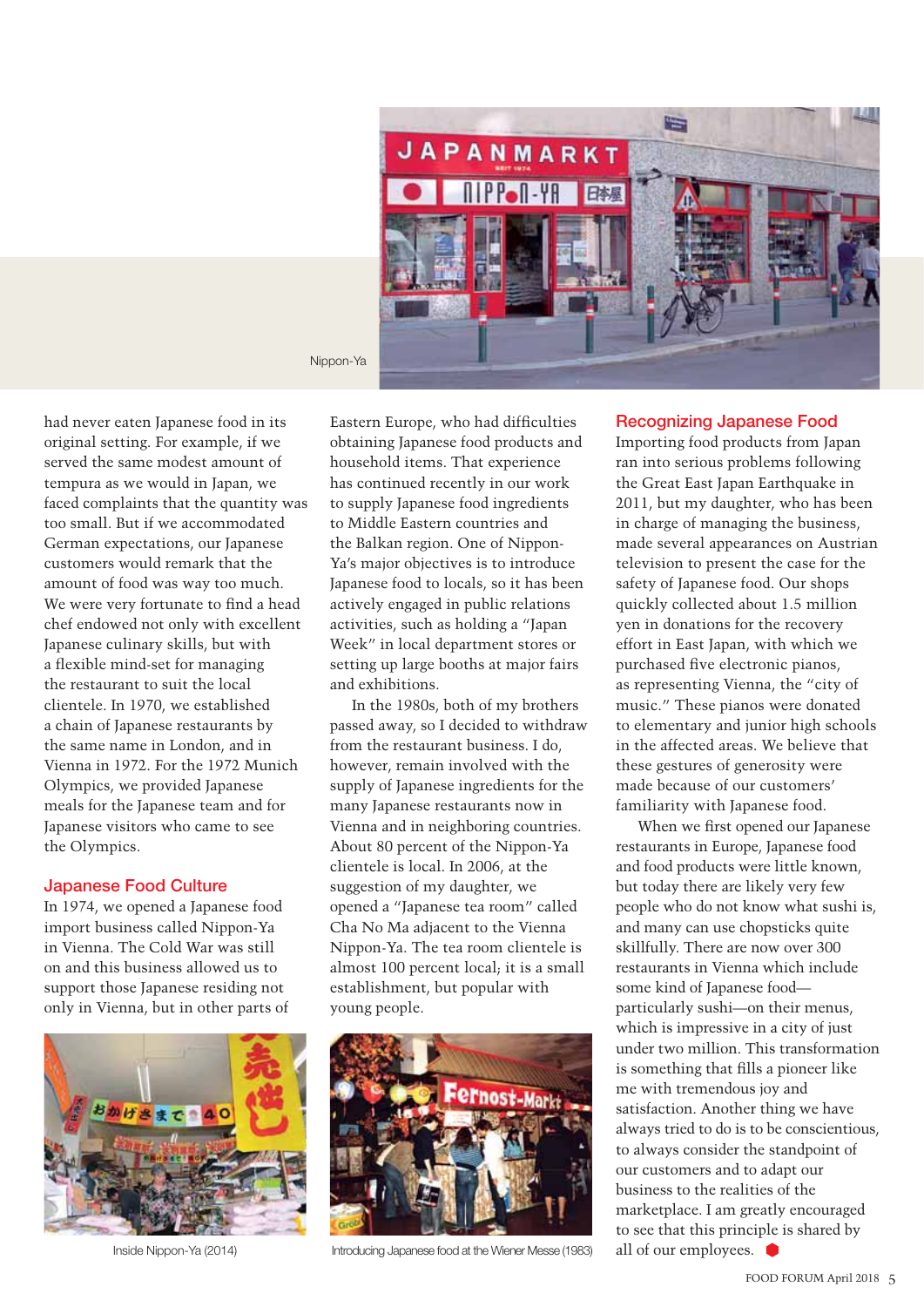Nippon-Ya

had never eaten Japanese food in its original setting. For example, if we served the same modest amount of tempura as we would in Japan, we faced complaints that the quantity was too small. But if we accommodated German expectations, our Japanese customers would remark that the amount of food was way too much. We were very fortunate to find a head chef endowed not only with excellent Japanese culinary skills, but with a flexible mind-set for managing the restaurant to suit the local clientele. In 1970, we established a chain of Japanese restaurants by the same name in London, and in Vienna in 1972. For the 1972 Munich Olympics, we provided Japanese meals for the Japanese team and for Japanese visitors who came to see the Olympics.

## Japanese Food Culture

In 1974, we opened a Japanese food import business called Nippon-Ya in Vienna. The Cold War was still on and this business allowed us to support those Japanese residing not only in Vienna, but in other parts of Eastern Europe, who had difficulties obtaining Japanese food products and household items. That experience has continued recently in our work to supply Japanese food ingredients to Middle Eastern countries and the Balkan region. One of Nippon-Ya's major objectives is to introduce Japanese food to locals, so it has been actively engaged in public relations activities, such as holding a "Japan Week" in local department stores or setting up large booths at major fairs and exhibitions.

In the 1980s, both of my brothers passed away, so I decided to withdraw from the restaurant business. I do, however, remain involved with the supply of Japanese ingredients for the many Japanese restaurants now in Vienna and in neighboring countries. About 80 percent of the Nippon-Ya clientele is local. In 2006, at the suggestion of my daughter, we opened a "Japanese tea room" called Cha No Ma adjacent to the Vienna Nippon-Ya. The tea room clientele is almost 100 percent local; it is a small establishment, but popular with young people.

Inside Nippon-Ya (2014)

Introducing Japanese food at the Wiener Messe (1983)

## Recognizing Japanese Food

Importing food products from Japan ran into serious problems following the Great East Japan Earthquake in 2011, but my daughter, who has been in charge of managing the business, made several appearances on Austrian television to present the case for the safety of Japanese food. Our shops quickly collected about 1.5 million yen in donations for the recovery effort in East Japan, with which we purchased five electronic pianos, as representing Vienna, the "city of music." These pianos were donated to elementary and junior high schools in the affected areas. We believe that these gestures of generosity were made because of our customers' familiarity with Japanese food.

When we first opened our Japanese restaurants in Europe, Japanese food and food products were little known, but today there are likely very few people who do not know what sushi is, and many can use chopsticks quite skillfully. There are now over 300 restaurants in Vienna which include some kind of Japanese food—particularly sushi—on their menus, which is impressive in a city of just under two million. This transformation is something that fills a pioneer like me with tremendous joy and satisfaction. Another thing we have always tried to do is to be conscientious, to always consider the standpoint of our customers and to adapt our business to the realities of the marketplace. I am greatly encouraged to see that this principle is shared by all of our employees.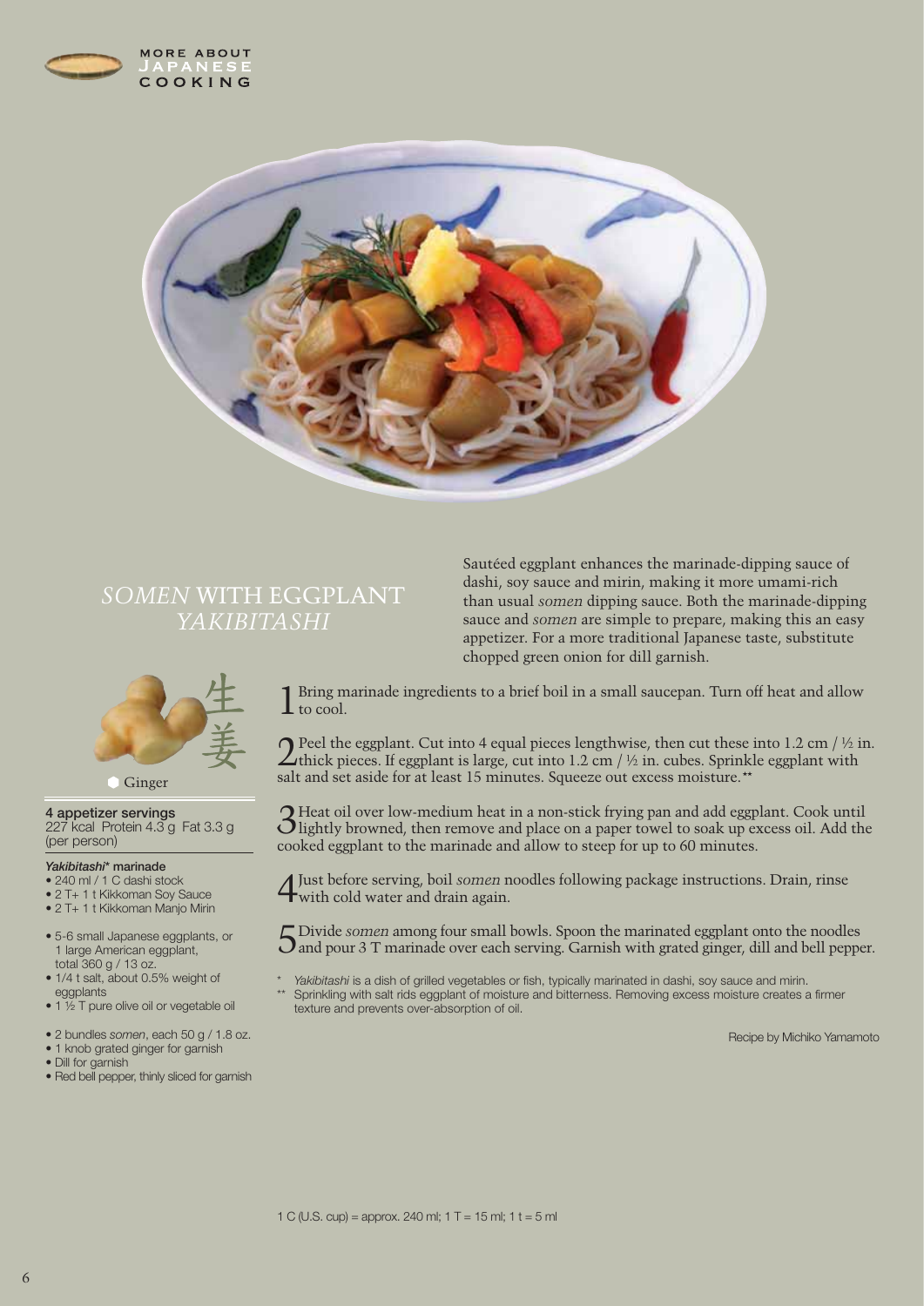# *SOMEN* WITH EGGPLANT *YAKIBITASHI*

Sautéed eggplant enhances the marinade-dipping sauce of dashi, soy sauce and mirin, making it more umami-rich than usual *somen* dipping sauce. Both the marinade-dipping sauce and *somen* are simple to prepare, making this an easy appetizer. For a more traditional Japanese taste, substitute chopped green onion for dill garnish.

生姜

Ginger

**4 appetizer servings**
227 kcal Protein 4.3 g Fat 3.3 g (per person)

***Yakibitashi*\* marinade**

- 240 ml / 1 C dashi stock
- 2 T+ 1 t Kikkoman Soy Sauce
- 2 T+ 1 t Kikkoman Manjo Mirin

- 5-6 small Japanese eggplants, or 1 large American eggplant, total 360 g / 13 oz.
- 1/4 t salt, about 0.5% weight of eggplants
- 1 ½ T pure olive oil or vegetable oil

- 2 bundles *somen*, each 50 g / 1.8 oz.
- 1 knob grated ginger for garnish
- Dill for garnish
- Red bell pepper, thinly sliced for garnish

1. Bring marinade ingredients to a brief boil in a small saucepan. Turn off heat and allow to cool.

2. Peel the eggplant. Cut into 4 equal pieces lengthwise, then cut these into 1.2 cm / ½ in. thick pieces. If eggplant is large, cut into 1.2 cm / ½ in. cubes. Sprinkle eggplant with salt and set aside for at least 15 minutes. Squeeze out excess moisture.\*\*

3. Heat oil over low-medium heat in a non-stick frying pan and add eggplant. Cook until lightly browned, then remove and place on a paper towel to soak up excess oil. Add the cooked eggplant to the marinade and allow to steep for up to 60 minutes.

4. Just before serving, boil *somen* noodles following package instructions. Drain, rinse with cold water and drain again.

5. Divide *somen* among four small bowls. Spoon the marinated eggplant onto the noodles and pour 3 T marinade over each serving. Garnish with grated ginger, dill and bell pepper.

\* *Yakibitashi* is a dish of grilled vegetables or fish, typically marinated in dashi, soy sauce and mirin.

\*\* Sprinkling with salt rids eggplant of moisture and bitterness. Removing excess moisture creates a firmer texture and prevents over-absorption of oil.

Recipe by Michiko Yamamoto

1 C (U.S. cup) = approx. 240 ml; 1 T = 15 ml; 1 t = 5 ml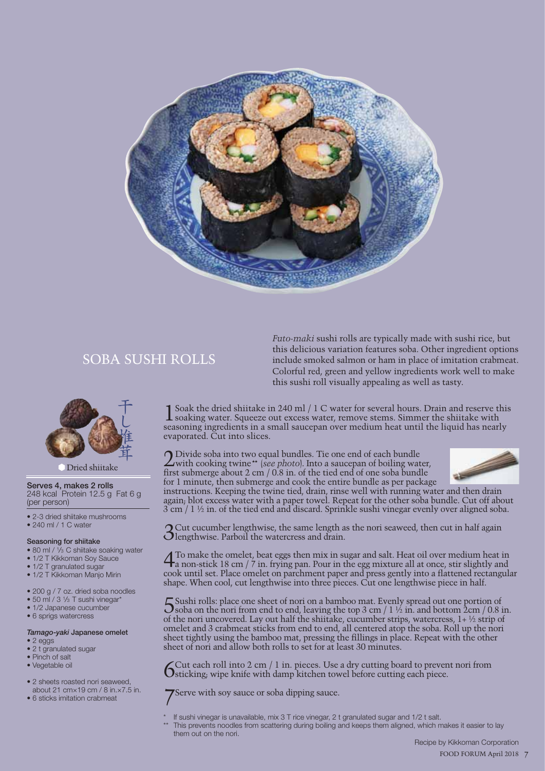# SOBA SUSHI ROLLS

*Futo-maki* sushi rolls are typically made with sushi rice, but this delicious variation features soba. Other ingredient options include smoked salmon or ham in place of imitation crabmeat. Colorful red, green and yellow ingredients work well to make this sushi roll visually appealing as well as tasty.

干し椎茸

Dried shiitake

**Serves 4, makes 2 rolls**
248 kcal Protein 12.5 g Fat 6 g (per person)

- 2-3 dried shiitake mushrooms
- 240 ml / 1 C water

**Seasoning for shiitake**

- 80 ml / ⅓ C shiitake soaking water
- 1/2 T Kikkoman Soy Sauce
- 1/2 T granulated sugar
- 1/2 T Kikkoman Manjo Mirin

- 200 g / 7 oz. dried soba noodles
- 50 ml / 3 ⅓ T sushi vinegar*
- 1/2 Japanese cucumber
- 6 sprigs watercress

***Tamago-yaki* Japanese omelet**

- 2 eggs
- 2 t granulated sugar
- Pinch of salt
- Vegetable oil

- 2 sheets roasted nori seaweed, about 21 cm×19 cm / 8 in.×7.5 in.
- 6 sticks imitation crabmeat

1. Soak the dried shiitake in 240 ml / 1 C water for several hours. Drain and reserve this soaking water. Squeeze out excess water, remove stems. Simmer the shiitake with seasoning ingredients in a small saucepan over medium heat until the liquid has nearly evaporated. Cut into slices.

2. Divide soba into two equal bundles. Tie one end of each bundle with cooking twine** (*see photo*). Into a saucepan of boiling water, first submerge about 2 cm / 0.8 in. of the tied end of one soba bundle for 1 minute, then submerge and cook the entire bundle as per package instructions. Keeping the twine tied, drain, rinse well with running water and then drain again; blot excess water with a paper towel. Repeat for the other soba bundle. Cut off about 3 cm / 1 ½ in. of the tied end and discard. Sprinkle sushi vinegar evenly over aligned soba.

3. Cut cucumber lengthwise, the same length as the nori seaweed, then cut in half again lengthwise. Parboil the watercress and drain.

4. To make the omelet, beat eggs then mix in sugar and salt. Heat oil over medium heat in a non-stick 18 cm / 7 in. frying pan. Pour in the egg mixture all at once, stir slightly and cook until set. Place omelet on parchment paper and press gently into a flattened rectangular shape. When cool, cut lengthwise into three pieces. Cut one lengthwise piece in half.

5. Sushi rolls: place one sheet of nori on a bamboo mat. Evenly spread out one portion of soba on the nori from end to end, leaving the top 3 cm / 1 ½ in. and bottom 2cm / 0.8 in. of the nori uncovered. Lay out half the shiitake, cucumber strips, watercress, 1+ ½ strip of omelet and 3 crabmeat sticks from end to end, all centered atop the soba. Roll up the nori sheet tightly using the bamboo mat, pressing the fillings in place. Repeat with the other sheet of nori and allow both rolls to set for at least 30 minutes.

6. Cut each roll into 2 cm / 1 in. pieces. Use a dry cutting board to prevent nori from sticking; wipe knife with damp kitchen towel before cutting each piece.

7. Serve with soy sauce or soba dipping sauce.

\* If sushi vinegar is unavailable, mix 3 T rice vinegar, 2 t granulated sugar and 1/2 t salt.

\*\* This prevents noodles from scattering during boiling and keeps them aligned, which makes it easier to lay them out on the nori.

Recipe by Kikkoman Corporation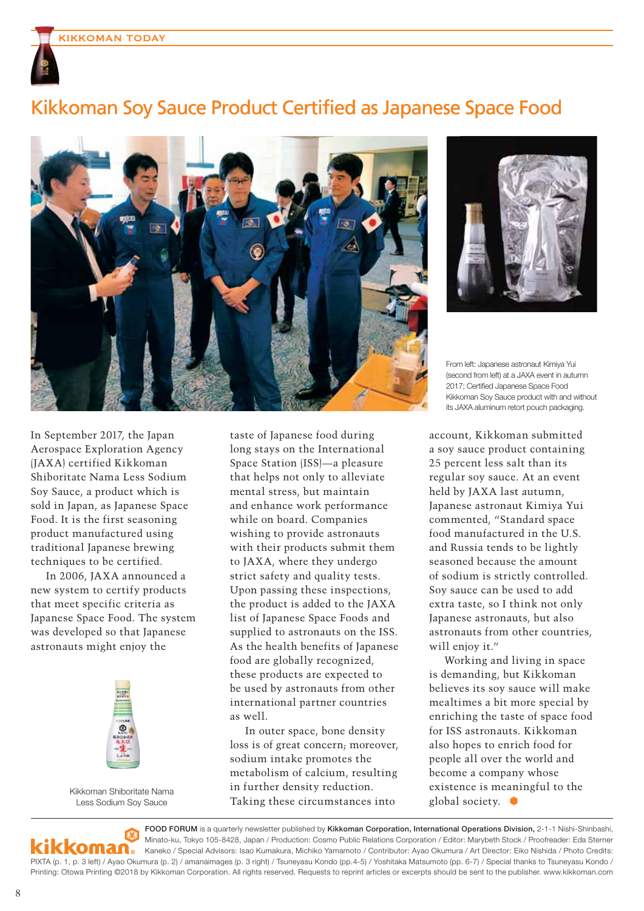KIKKOMAN TODAY

# Kikkoman Soy Sauce Product Certified as Japanese Space Food

From left: Japanese astronaut Kimiya Yui (second from left) at a JAXA event in autumn 2017; Certified Japanese Space Food Kikkoman Soy Sauce product with and without its JAXA aluminum retort pouch packaging.

In September 2017, the Japan Aerospace Exploration Agency (JAXA) certified Kikkoman Shiboritate Nama Less Sodium Soy Sauce, a product which is sold in Japan, as Japanese Space Food. It is the first seasoning product manufactured using traditional Japanese brewing techniques to be certified.

In 2006, JAXA announced a new system to certify products that meet specific criteria as Japanese Space Food. The system was developed so that Japanese astronauts might enjoy the taste of Japanese food during long stays on the International Space Station (ISS)—a pleasure that helps not only to alleviate mental stress, but maintain and enhance work performance while on board. Companies wishing to provide astronauts with their products submit them to JAXA, where they undergo strict safety and quality tests. Upon passing these inspections, the product is added to the JAXA list of Japanese Space Foods and supplied to astronauts on the ISS. As the health benefits of Japanese food are globally recognized, these products are expected to be used by astronauts from other international partner countries as well.

In outer space, bone density loss is of great concern; moreover, sodium intake promotes the metabolism of calcium, resulting in further density reduction. Taking these circumstances into account, Kikkoman submitted a soy sauce product containing 25 percent less salt than its regular soy sauce. At an event held by JAXA last autumn, Japanese astronaut Kimiya Yui commented, "Standard space food manufactured in the U.S. and Russia tends to be lightly seasoned because the amount of sodium is strictly controlled. Soy sauce can be used to add extra taste, so I think not only Japanese astronauts, but also astronauts from other countries, will enjoy it."

Working and living in space is demanding, but Kikkoman believes its soy sauce will make mealtimes a bit more special by enriching the taste of space food for ISS astronauts. Kikkoman also hopes to enrich food for people all over the world and become a company whose existence is meaningful to the global society.

Kikkoman Shiboritate Nama Less Sodium Soy Sauce

kikkoman

**FOOD FORUM** is a quarterly newsletter published by **Kikkoman Corporation, International Operations Division,** 2-1-1 Nishi-Shinbashi, Minato-ku, Tokyo 105-8428, Japan / Production: Cosmo Public Relations Corporation / Editor: Marybeth Stock / Proofreader: Eda Sterner Kaneko / Special Advisors: Isao Kumakura, Michiko Yamamoto / Contributor: Ayao Okumura / Art Director: Eiko Nishida / Photo Credits: PIXTA (p. 1, p. 3 left) / Ayao Okumura (p. 2) / amanaimages (p. 3 right) / Tsuneyasu Kondo (pp.4-5) / Yoshitaka Matsumoto (pp. 6-7) / Special thanks to Tsuneyasu Kondo / Printing: Otowa Printing ©2018 by Kikkoman Corporation. All rights reserved. Requests to reprint articles or excerpts should be sent to the publisher. www.kikkoman.com